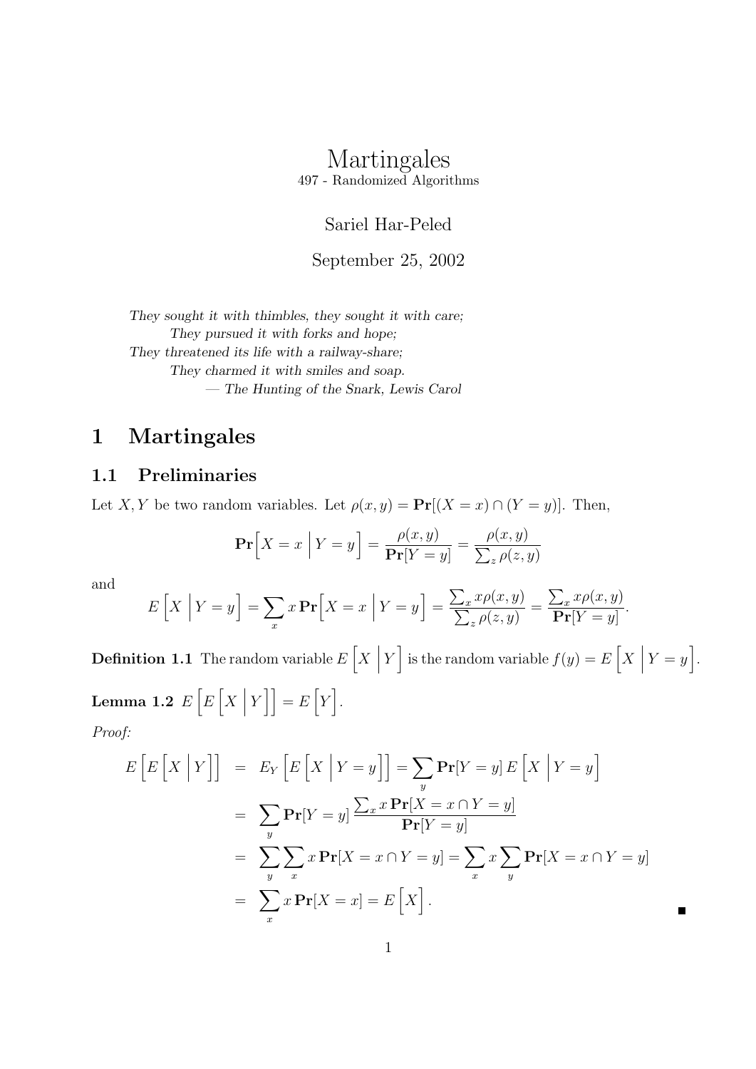# Martingales

497 - Randomized Algorithms

Sariel Har-Peled

September 25, 2002

*They sought it with thimbles, they sought it with care;*
*They pursued it with forks and hope;*
*They threatened its life with a railway-share;*
*They charmed it with smiles and soap.*
*— The Hunting of the Snark, Lewis Carol*

## 1 Martingales

### 1.1 Preliminaries

Let $X, Y$ be two random variables. Let $\rho(x, y) = \mathbf{Pr}[(X = x) \cap (Y = y)]$. Then,

$$\mathbf{Pr}\Big[X = x \;\Big|\; Y = y\Big] = \frac{\rho(x, y)}{\mathbf{Pr}[Y = y]} = \frac{\rho(x, y)}{\sum_z \rho(z, y)}$$

and

$$E\Big[X \;\Big|\; Y = y\Big] = \sum_x x\, \mathbf{Pr}\Big[X = x \;\Big|\; Y = y\Big] = \frac{\sum_x x\rho(x, y)}{\sum_z \rho(z, y)} = \frac{\sum_x x\rho(x, y)}{\mathbf{Pr}[Y = y]}.$$

**Definition 1.1** The random variable $E\Big[X \;\Big|\; Y\Big]$ is the random variable $f(y) = E\Big[X \;\Big|\; Y = y\Big]$.

**Lemma 1.2** $E\Big[E\Big[X \;\Big|\; Y\Big]\Big] = E\Big[Y\Big]$.

*Proof:*

$$\begin{aligned}
E\Big[E\Big[X \;\Big|\; Y\Big]\Big] &= E_Y\Big[E\Big[X \;\Big|\; Y = y\Big]\Big] = \sum_y \mathbf{Pr}[Y = y]\, E\Big[X \;\Big|\; Y = y\Big] \\
&= \sum_y \mathbf{Pr}[Y = y] \frac{\sum_x x\, \mathbf{Pr}[X = x \cap Y = y]}{\mathbf{Pr}[Y = y]} \\
&= \sum_y \sum_x x\, \mathbf{Pr}[X = x \cap Y = y] = \sum_x x \sum_y \mathbf{Pr}[X = x \cap Y = y] \\
&= \sum_x x\, \mathbf{Pr}[X = x] = E\Big[X\Big].
\end{aligned}$$

■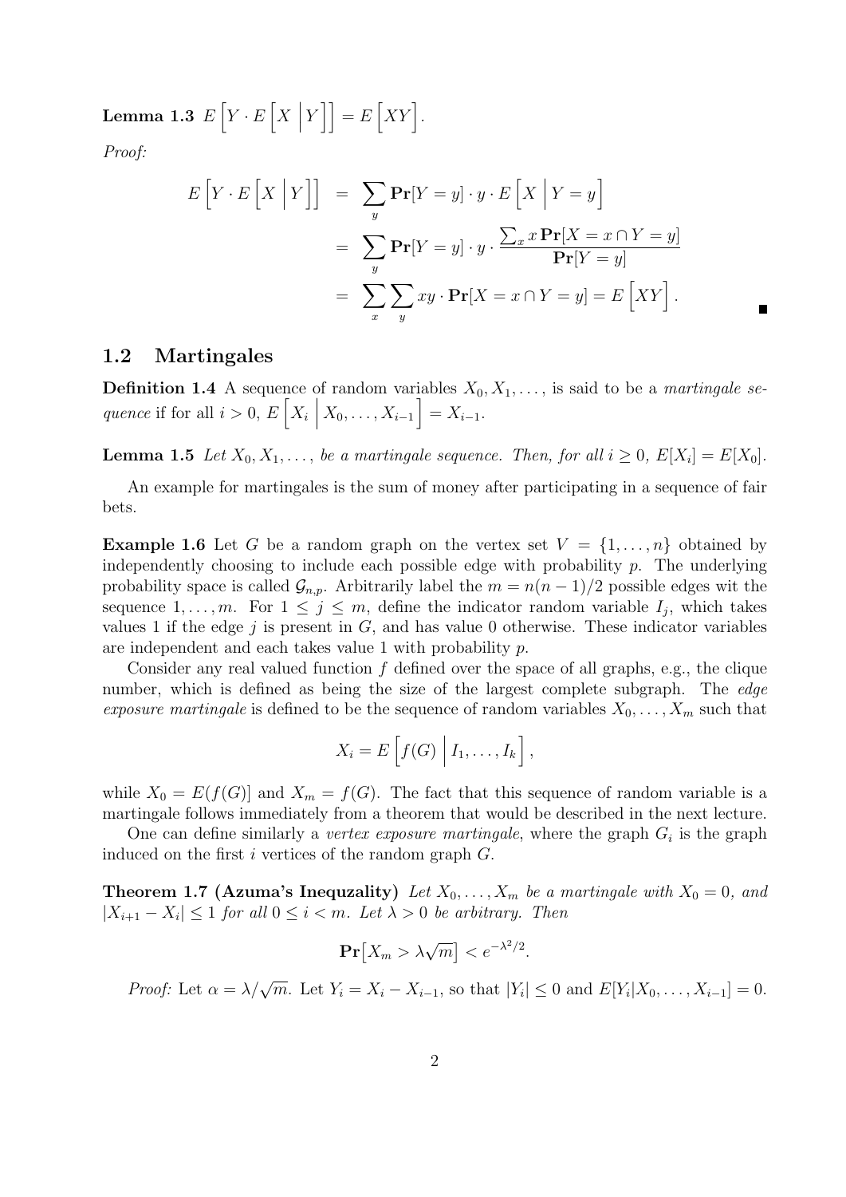**Lemma 1.3** $E\Big[Y \cdot E\Big[X \;\Big|\; Y\Big]\Big] = E\Big[XY\Big]$.

*Proof:*

$$
\begin{aligned}
E\Big[Y \cdot E\Big[X \;\Big|\; Y\Big]\Big] &= \sum_y \mathbf{Pr}[Y = y] \cdot y \cdot E\Big[X \;\Big|\; Y = y\Big] \\
&= \sum_y \mathbf{Pr}[Y = y] \cdot y \cdot \frac{\sum_x x\, \mathbf{Pr}[X = x \cap Y = y]}{\mathbf{Pr}[Y = y]} \\
&= \sum_x \sum_y xy \cdot \mathbf{Pr}[X = x \cap Y = y] = E\Big[XY\Big].
\end{aligned}
$$

■

## 1.2 Martingales

**Definition 1.4** A sequence of random variables $X_0, X_1, \ldots,$ is said to be a *martingale sequence* if for all $i > 0$, $E\Big[X_i \;\Big|\; X_0, \ldots, X_{i-1}\Big] = X_{i-1}$.

**Lemma 1.5** *Let $X_0, X_1, \ldots,$ be a martingale sequence. Then, for all $i \geq 0$, $E[X_i] = E[X_0]$.*

An example for martingales is the sum of money after participating in a sequence of fair bets.

**Example 1.6** Let $G$ be a random graph on the vertex set $V = \{1, \ldots, n\}$ obtained by independently choosing to include each possible edge with probability $p$. The underlying probability space is called $\mathcal{G}_{n,p}$. Arbitrarily label the $m = n(n-1)/2$ possible edges wit the sequence $1, \ldots, m$. For $1 \leq j \leq m$, define the indicator random variable $I_j$, which takes values 1 if the edge $j$ is present in $G$, and has value 0 otherwise. These indicator variables are independent and each takes value 1 with probability $p$.

Consider any real valued function $f$ defined over the space of all graphs, e.g., the clique number, which is defined as being the size of the largest complete subgraph. The *edge exposure martingale* is defined to be the sequence of random variables $X_0, \ldots, X_m$ such that

$$
X_i = E\Big[f(G) \;\Big|\; I_1, \ldots, I_k\Big],
$$

while $X_0 = E(f(G)]$ and $X_m = f(G)$. The fact that this sequence of random variable is a martingale follows immediately from a theorem that would be described in the next lecture.

One can define similarly a *vertex exposure martingale*, where the graph $G_i$ is the graph induced on the first $i$ vertices of the random graph $G$.

**Theorem 1.7 (Azuma's Inequzality)** *Let $X_0, \ldots, X_m$ be a martingale with $X_0 = 0$, and $|X_{i+1} - X_i| \leq 1$ for all $0 \leq i < m$. Let $\lambda > 0$ be arbitrary. Then*

$$
\mathbf{Pr}\big[X_m > \lambda\sqrt{m}\big] < e^{-\lambda^2/2}.
$$

*Proof:* Let $\alpha = \lambda/\sqrt{m}$. Let $Y_i = X_i - X_{i-1}$, so that $|Y_i| \leq 0$ and $E[Y_i | X_0, \ldots, X_{i-1}] = 0$.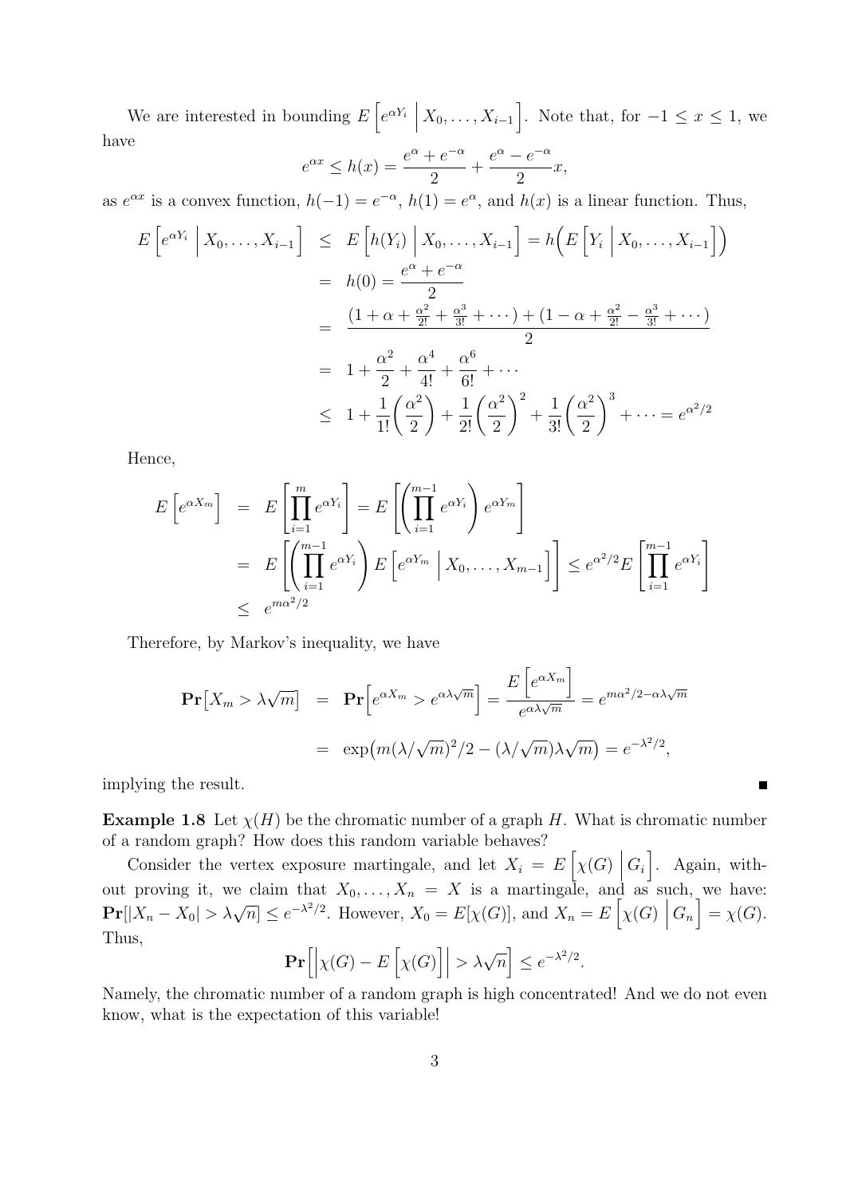We are interested in bounding $E\left[e^{\alpha Y_i} \,\middle|\, X_0, \ldots, X_{i-1}\right]$. Note that, for $-1 \leq x \leq 1$, we have

$$e^{\alpha x} \leq h(x) = \frac{e^{\alpha} + e^{-\alpha}}{2} + \frac{e^{\alpha} - e^{-\alpha}}{2} x,$$

as $e^{\alpha x}$ is a convex function, $h(-1) = e^{-\alpha}$, $h(1) = e^{\alpha}$, and $h(x)$ is a linear function. Thus,

$$\begin{aligned}
E\left[e^{\alpha Y_i} \,\middle|\, X_0, \ldots, X_{i-1}\right] &\leq E\left[h(Y_i) \,\middle|\, X_0, \ldots, X_{i-1}\right] = h\Big(E\left[Y_i \,\middle|\, X_0, \ldots, X_{i-1}\right]\Big) \\
&= h(0) = \frac{e^{\alpha} + e^{-\alpha}}{2} \\
&= \frac{(1 + \alpha + \frac{\alpha^2}{2!} + \frac{\alpha^3}{3!} + \cdots) + (1 - \alpha + \frac{\alpha^2}{2!} - \frac{\alpha^3}{3!} + \cdots)}{2} \\
&= 1 + \frac{\alpha^2}{2} + \frac{\alpha^4}{4!} + \frac{\alpha^6}{6!} + \cdots \\
&\leq 1 + \frac{1}{1!}\left(\frac{\alpha^2}{2}\right) + \frac{1}{2!}\left(\frac{\alpha^2}{2}\right)^2 + \frac{1}{3!}\left(\frac{\alpha^2}{2}\right)^3 + \cdots = e^{\alpha^2/2}
\end{aligned}$$

Hence,

$$\begin{aligned}
E\left[e^{\alpha X_m}\right] &= E\left[\prod_{i=1}^{m} e^{\alpha Y_i}\right] = E\left[\left(\prod_{i=1}^{m-1} e^{\alpha Y_i}\right) e^{\alpha Y_m}\right] \\
&= E\left[\left(\prod_{i=1}^{m-1} e^{\alpha Y_i}\right) E\left[e^{\alpha Y_m} \,\middle|\, X_0, \ldots, X_{m-1}\right]\right] \leq e^{\alpha^2/2} E\left[\prod_{i=1}^{m-1} e^{\alpha Y_i}\right] \\
&\leq e^{m\alpha^2/2}
\end{aligned}$$

Therefore, by Markov's inequality, we have

$$\begin{aligned}
\mathbf{Pr}\left[X_m > \lambda\sqrt{m}\right] &= \mathbf{Pr}\left[e^{\alpha X_m} > e^{\alpha\lambda\sqrt{m}}\right] = \frac{E\left[e^{\alpha X_m}\right]}{e^{\alpha\lambda\sqrt{m}}} = e^{m\alpha^2/2 - \alpha\lambda\sqrt{m}} \\
&= \exp\left(m(\lambda/\sqrt{m})^2/2 - (\lambda/\sqrt{m})\lambda\sqrt{m}\right) = e^{-\lambda^2/2},
\end{aligned}$$

implying the result. ■

**Example 1.8** Let $\chi(H)$ be the chromatic number of a graph $H$. What is chromatic number of a random graph? How does this random variable behaves?

Consider the vertex exposure martingale, and let $X_i = E\left[\chi(G) \,\middle|\, G_i\right]$. Again, without proving it, we claim that $X_0, \ldots, X_n = X$ is a martingale, and as such, we have: $\mathbf{Pr}[|X_n - X_0| > \lambda\sqrt{n}] \leq e^{-\lambda^2/2}$. However, $X_0 = E[\chi(G)]$, and $X_n = E\left[\chi(G) \,\middle|\, G_n\right] = \chi(G)$. Thus,

$$\mathbf{Pr}\left[\left|\chi(G) - E\left[\chi(G)\right]\right| > \lambda\sqrt{n}\right] \leq e^{-\lambda^2/2}.$$

Namely, the chromatic number of a random graph is high concentrated! And we do not even know, what is the expectation of this variable!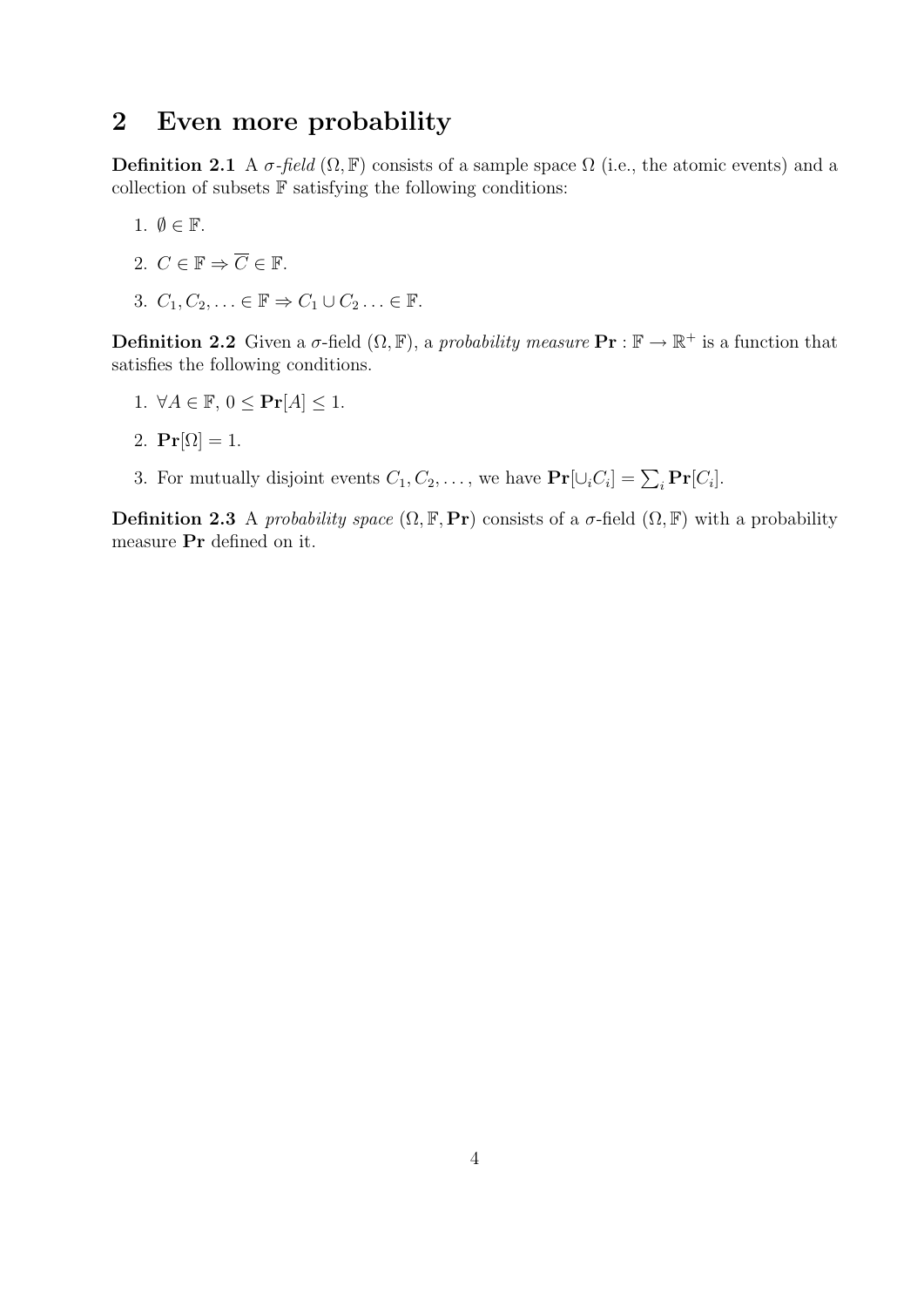## 2 Even more probability

**Definition 2.1** A *σ-field* $(\Omega, \mathbb{F})$ consists of a sample space $\Omega$ (i.e., the atomic events) and a collection of subsets $\mathbb{F}$ satisfying the following conditions:

1. $\emptyset \in \mathbb{F}$.
2. $C \in \mathbb{F} \Rightarrow \overline{C} \in \mathbb{F}$.
3. $C_1, C_2, \ldots \in \mathbb{F} \Rightarrow C_1 \cup C_2 \ldots \in \mathbb{F}$.

**Definition 2.2** Given a σ-field $(\Omega, \mathbb{F})$, a *probability measure* $\mathbf{Pr} : \mathbb{F} \to \mathbb{R}^+$ is a function that satisfies the following conditions.

1. $\forall A \in \mathbb{F}$, $0 \leq \mathbf{Pr}[A] \leq 1$.
2. $\mathbf{Pr}[\Omega] = 1$.
3. For mutually disjoint events $C_1, C_2, \ldots$, we have $\mathbf{Pr}[\cup_i C_i] = \sum_i \mathbf{Pr}[C_i]$.

**Definition 2.3** A *probability space* $(\Omega, \mathbb{F}, \mathbf{Pr})$ consists of a σ-field $(\Omega, \mathbb{F})$ with a probability measure $\mathbf{Pr}$ defined on it.